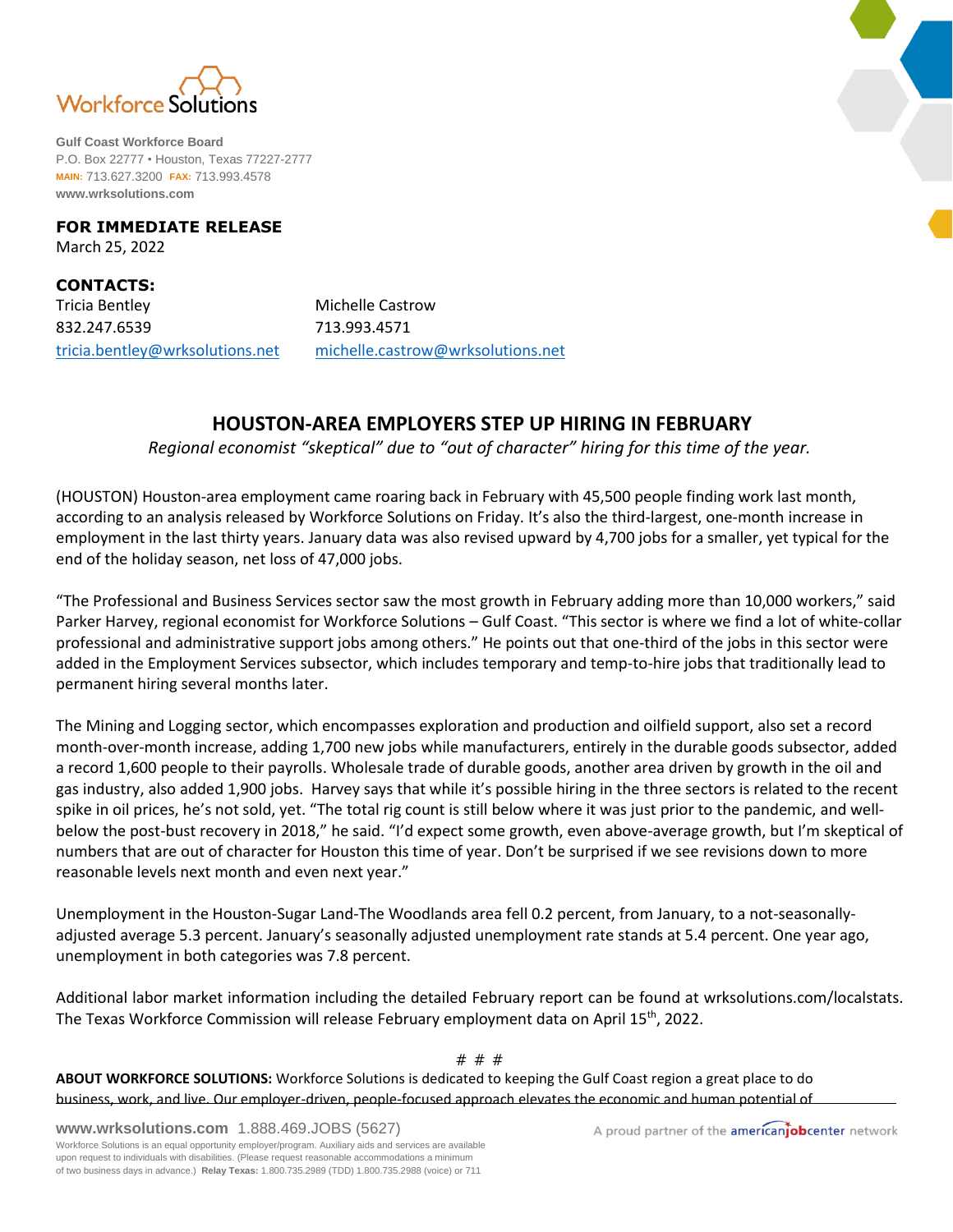Workforce Solutions

**Gulf Coast Workforce Board**
P.O. Box 22777 • Houston, Texas 77227-2777
MAIN: 713.627.3200 FAX: 713.993.4578
www.wrksolutions.com

**FOR IMMEDIATE RELEASE**
March 25, 2022

**CONTACTS:**

Tricia Bentley
832.247.6539
tricia.bentley@wrksolutions.net

Michelle Castrow
713.993.4571
michelle.castrow@wrksolutions.net

## HOUSTON-AREA EMPLOYERS STEP UP HIRING IN FEBRUARY

*Regional economist "skeptical" due to "out of character" hiring for this time of the year.*

(HOUSTON) Houston-area employment came roaring back in February with 45,500 people finding work last month, according to an analysis released by Workforce Solutions on Friday. It's also the third-largest, one-month increase in employment in the last thirty years. January data was also revised upward by 4,700 jobs for a smaller, yet typical for the end of the holiday season, net loss of 47,000 jobs.

"The Professional and Business Services sector saw the most growth in February adding more than 10,000 workers," said Parker Harvey, regional economist for Workforce Solutions – Gulf Coast. "This sector is where we find a lot of white-collar professional and administrative support jobs among others." He points out that one-third of the jobs in this sector were added in the Employment Services subsector, which includes temporary and temp-to-hire jobs that traditionally lead to permanent hiring several months later.

The Mining and Logging sector, which encompasses exploration and production and oilfield support, also set a record month-over-month increase, adding 1,700 new jobs while manufacturers, entirely in the durable goods subsector, added a record 1,600 people to their payrolls. Wholesale trade of durable goods, another area driven by growth in the oil and gas industry, also added 1,900 jobs. Harvey says that while it's possible hiring in the three sectors is related to the recent spike in oil prices, he's not sold, yet. "The total rig count is still below where it was just prior to the pandemic, and well-below the post-bust recovery in 2018," he said. "I'd expect some growth, even above-average growth, but I'm skeptical of numbers that are out of character for Houston this time of year. Don't be surprised if we see revisions down to more reasonable levels next month and even next year."

Unemployment in the Houston-Sugar Land-The Woodlands area fell 0.2 percent, from January, to a not-seasonally-adjusted average 5.3 percent. January's seasonally adjusted unemployment rate stands at 5.4 percent. One year ago, unemployment in both categories was 7.8 percent.

Additional labor market information including the detailed February report can be found at wrksolutions.com/localstats. The Texas Workforce Commission will release February employment data on April 15th, 2022.

# # #

**ABOUT WORKFORCE SOLUTIONS:** Workforce Solutions is dedicated to keeping the Gulf Coast region a great place to do business, work, and live. Our employer-driven, people-focused approach elevates the economic and human potential of

www.wrksolutions.com 1.888.469.JOBS (5627)
Workforce Solutions is an equal opportunity employer/program. Auxiliary aids and services are available upon request to individuals with disabilities. (Please request reasonable accommodations a minimum of two business days in advance.) **Relay Texas:** 1.800.735.2989 (TDD) 1.800.735.2988 (voice) or 711

A proud partner of the americanjobcenter network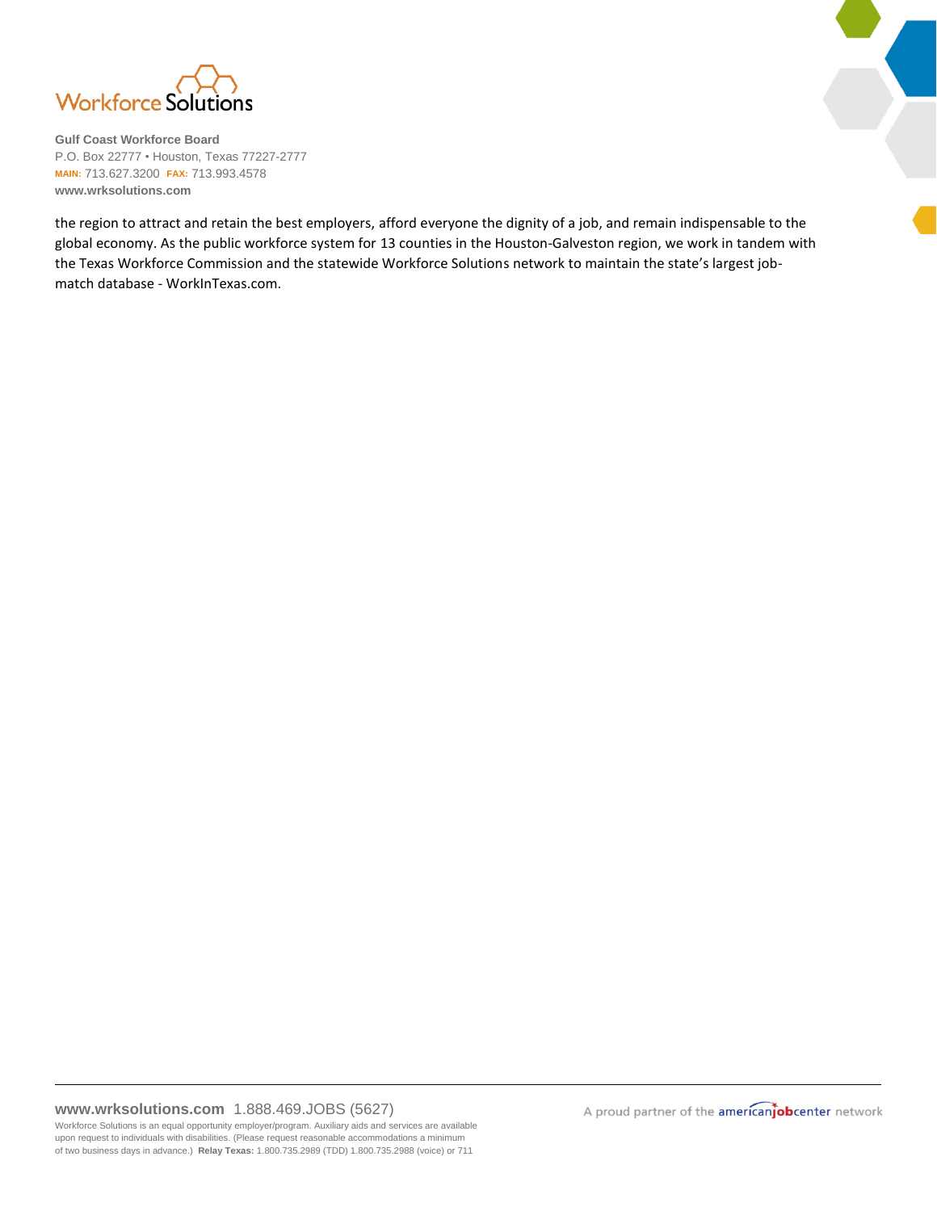the region to attract and retain the best employers, afford everyone the dignity of a job, and remain indispensable to the global economy. As the public workforce system for 13 counties in the Houston-Galveston region, we work in tandem with the Texas Workforce Commission and the statewide Workforce Solutions network to maintain the state's largest job-match database - WorkInTexas.com.